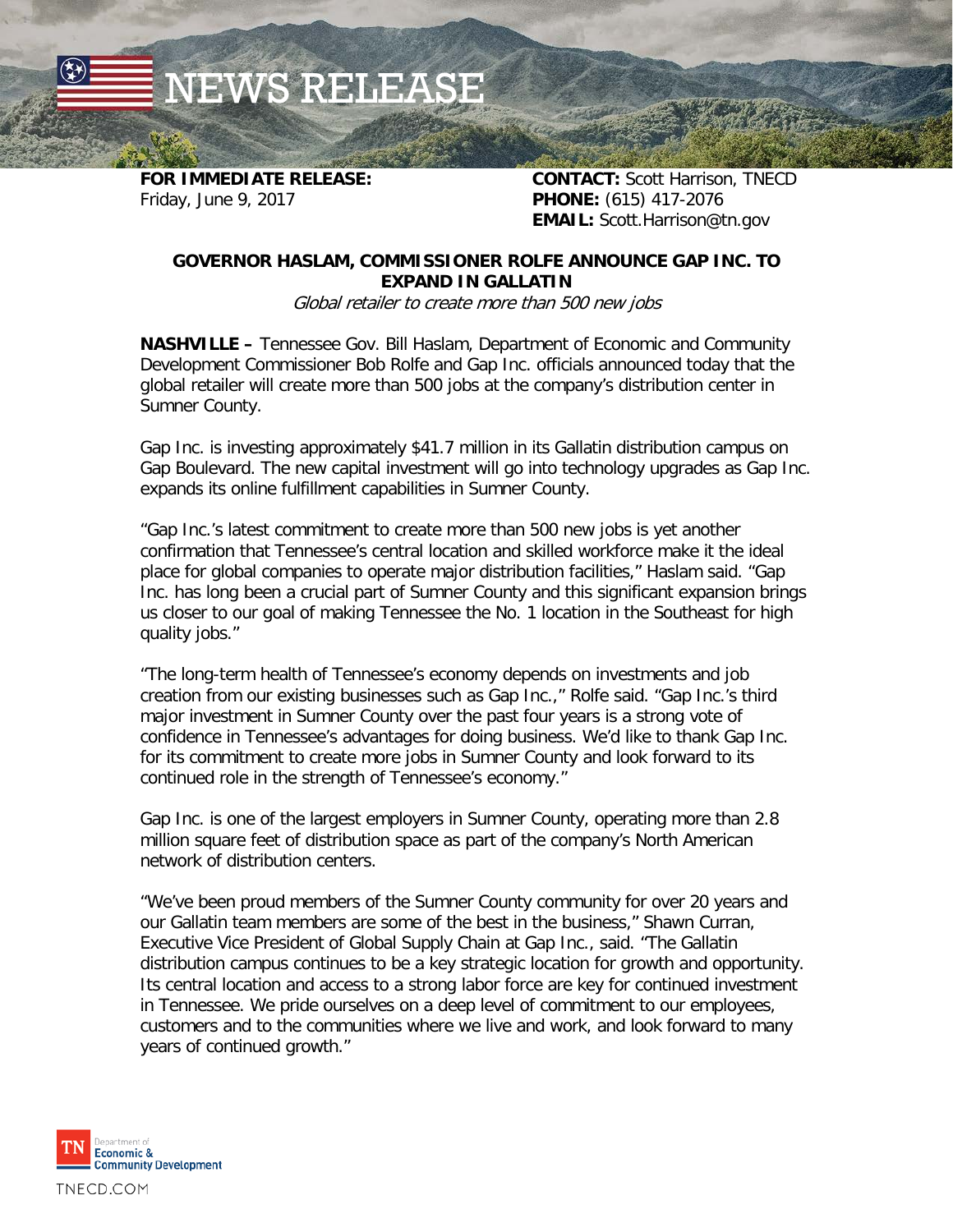# NEWS RELEASE

**FOR IMMEDIATE RELEASE:**
Friday, June 9, 2017

**CONTACT:** Scott Harrison, TNECD
**PHONE:** (615) 417-2076
**EMAIL:** Scott.Harrison@tn.gov

## GOVERNOR HASLAM, COMMISSIONER ROLFE ANNOUNCE GAP INC. TO EXPAND IN GALLATIN

*Global retailer to create more than 500 new jobs*

**NASHVILLE –** Tennessee Gov. Bill Haslam, Department of Economic and Community Development Commissioner Bob Rolfe and Gap Inc. officials announced today that the global retailer will create more than 500 jobs at the company's distribution center in Sumner County.

Gap Inc. is investing approximately $41.7 million in its Gallatin distribution campus on Gap Boulevard. The new capital investment will go into technology upgrades as Gap Inc. expands its online fulfillment capabilities in Sumner County.

"Gap Inc.'s latest commitment to create more than 500 new jobs is yet another confirmation that Tennessee's central location and skilled workforce make it the ideal place for global companies to operate major distribution facilities," Haslam said. "Gap Inc. has long been a crucial part of Sumner County and this significant expansion brings us closer to our goal of making Tennessee the No. 1 location in the Southeast for high quality jobs."

"The long-term health of Tennessee's economy depends on investments and job creation from our existing businesses such as Gap Inc.," Rolfe said. "Gap Inc.'s third major investment in Sumner County over the past four years is a strong vote of confidence in Tennessee's advantages for doing business. We'd like to thank Gap Inc. for its commitment to create more jobs in Sumner County and look forward to its continued role in the strength of Tennessee's economy."

Gap Inc. is one of the largest employers in Sumner County, operating more than 2.8 million square feet of distribution space as part of the company's North American network of distribution centers.

"We've been proud members of the Sumner County community for over 20 years and our Gallatin team members are some of the best in the business," Shawn Curran, Executive Vice President of Global Supply Chain at Gap Inc., said. "The Gallatin distribution campus continues to be a key strategic location for growth and opportunity. Its central location and access to a strong labor force are key for continued investment in Tennessee. We pride ourselves on a deep level of commitment to our employees, customers and to the communities where we live and work, and look forward to many years of continued growth."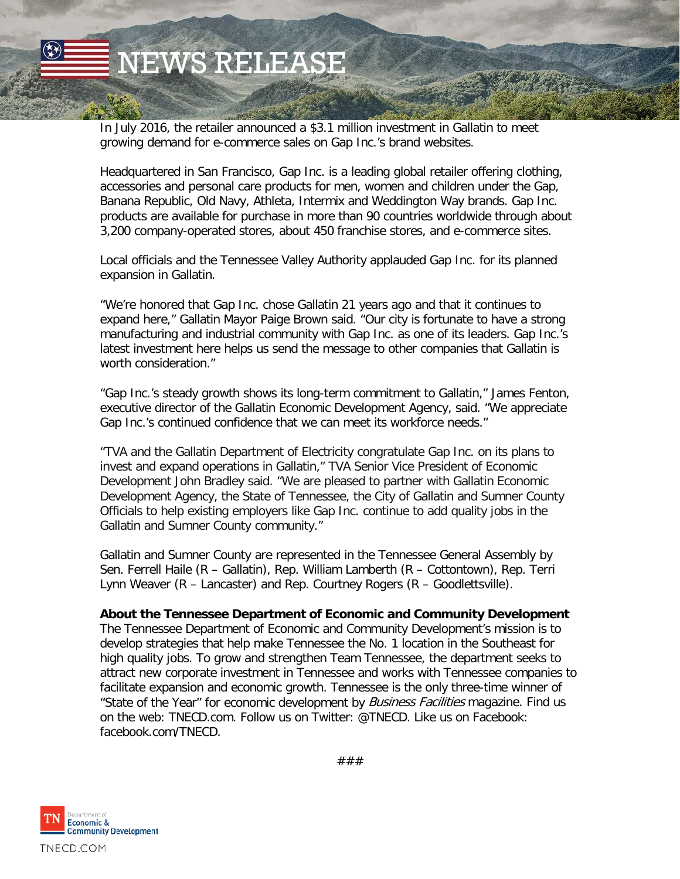In July 2016, the retailer announced a $3.1 million investment in Gallatin to meet growing demand for e-commerce sales on Gap Inc.'s brand websites.

Headquartered in San Francisco, Gap Inc. is a leading global retailer offering clothing, accessories and personal care products for men, women and children under the Gap, Banana Republic, Old Navy, Athleta, Intermix and Weddington Way brands. Gap Inc. products are available for purchase in more than 90 countries worldwide through about 3,200 company-operated stores, about 450 franchise stores, and e-commerce sites.

Local officials and the Tennessee Valley Authority applauded Gap Inc. for its planned expansion in Gallatin.

"We're honored that Gap Inc. chose Gallatin 21 years ago and that it continues to expand here," Gallatin Mayor Paige Brown said. "Our city is fortunate to have a strong manufacturing and industrial community with Gap Inc. as one of its leaders. Gap Inc.'s latest investment here helps us send the message to other companies that Gallatin is worth consideration."

"Gap Inc.'s steady growth shows its long-term commitment to Gallatin," James Fenton, executive director of the Gallatin Economic Development Agency, said. "We appreciate Gap Inc.'s continued confidence that we can meet its workforce needs."

"TVA and the Gallatin Department of Electricity congratulate Gap Inc. on its plans to invest and expand operations in Gallatin," TVA Senior Vice President of Economic Development John Bradley said. "We are pleased to partner with Gallatin Economic Development Agency, the State of Tennessee, the City of Gallatin and Sumner County Officials to help existing employers like Gap Inc. continue to add quality jobs in the Gallatin and Sumner County community."

Gallatin and Sumner County are represented in the Tennessee General Assembly by Sen. Ferrell Haile (R – Gallatin), Rep. William Lamberth (R – Cottontown), Rep. Terri Lynn Weaver (R – Lancaster) and Rep. Courtney Rogers (R – Goodlettsville).

**About the Tennessee Department of Economic and Community Development**
The Tennessee Department of Economic and Community Development's mission is to develop strategies that help make Tennessee the No. 1 location in the Southeast for high quality jobs. To grow and strengthen Team Tennessee, the department seeks to attract new corporate investment in Tennessee and works with Tennessee companies to facilitate expansion and economic growth. Tennessee is the only three-time winner of "State of the Year" for economic development by *Business Facilities* magazine. Find us on the web: TNECD.com. Follow us on Twitter: @TNECD. Like us on Facebook: facebook.com/TNECD.

###